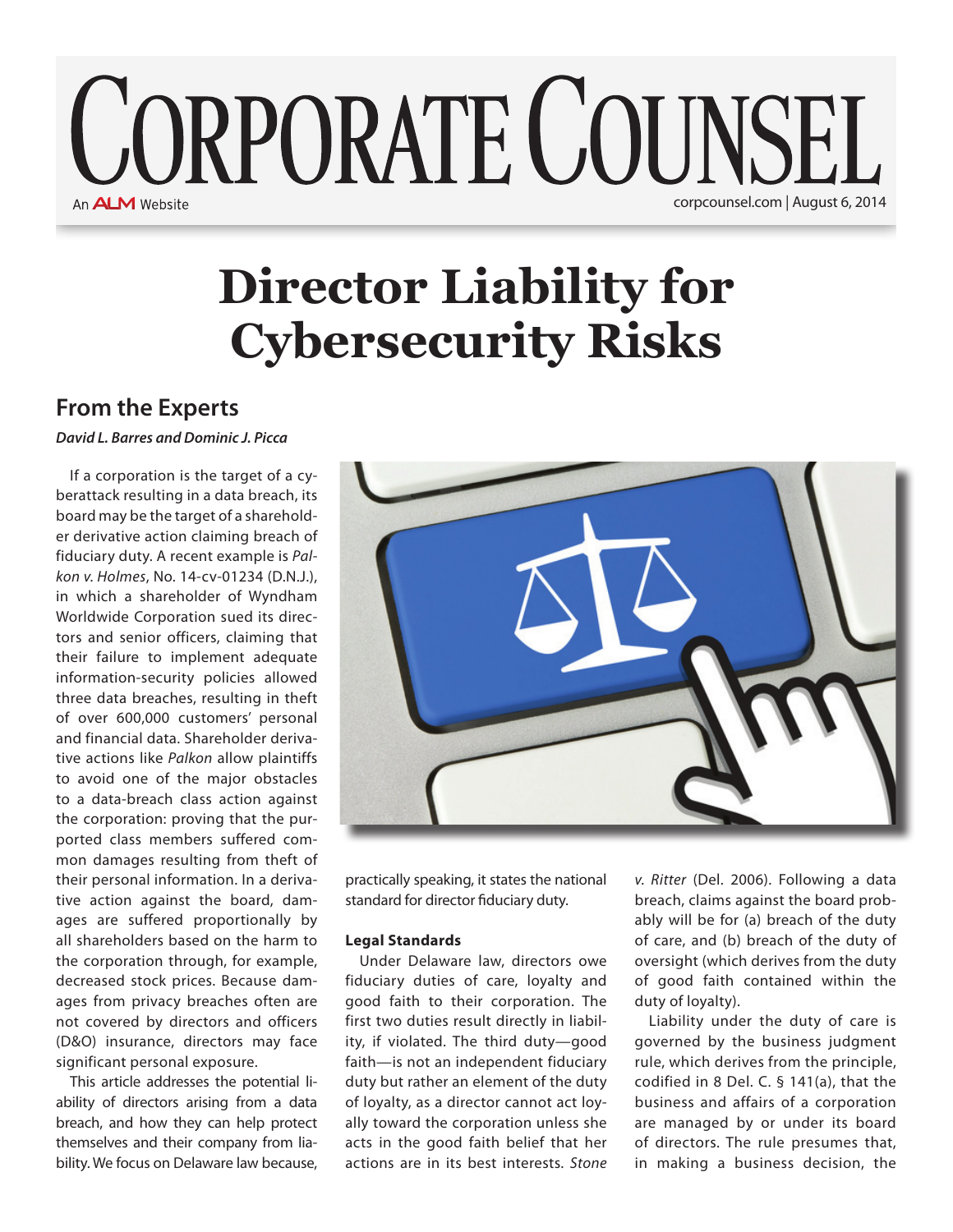# Director Liability for Cybersecurity Risks

## From the Experts

***David L. Barres and Dominic J. Picca***

If a corporation is the target of a cyberattack resulting in a data breach, its board may be the target of a shareholder derivative action claiming breach of fiduciary duty. A recent example is *Palkon v. Holmes*, No. 14-cv-01234 (D.N.J.), in which a shareholder of Wyndham Worldwide Corporation sued its directors and senior officers, claiming that their failure to implement adequate information-security policies allowed three data breaches, resulting in theft of over 600,000 customers' personal and financial data. Shareholder derivative actions like *Palkon* allow plaintiffs to avoid one of the major obstacles to a data-breach class action against the corporation: proving that the purported class members suffered common damages resulting from theft of their personal information. In a derivative action against the board, damages are suffered proportionally by all shareholders based on the harm to the corporation through, for example, decreased stock prices. Because damages from privacy breaches often are not covered by directors and officers (D&O) insurance, directors may face significant personal exposure.

This article addresses the potential liability of directors arising from a data breach, and how they can help protect themselves and their company from liability. We focus on Delaware law because, practically speaking, it states the national standard for director fiduciary duty.

**Legal Standards**

Under Delaware law, directors owe fiduciary duties of care, loyalty and good faith to their corporation. The first two duties result directly in liability, if violated. The third duty—good faith—is not an independent fiduciary duty but rather an element of the duty of loyalty, as a director cannot act loyally toward the corporation unless she acts in the good faith belief that her actions are in its best interests. *Stone v. Ritter* (Del. 2006). Following a data breach, claims against the board probably will be for (a) breach of the duty of care, and (b) breach of the duty of oversight (which derives from the duty of good faith contained within the duty of loyalty).

Liability under the duty of care is governed by the business judgment rule, which derives from the principle, codified in 8 Del. C. § 141(a), that the business and affairs of a corporation are managed by or under its board of directors. The rule presumes that, in making a business decision, the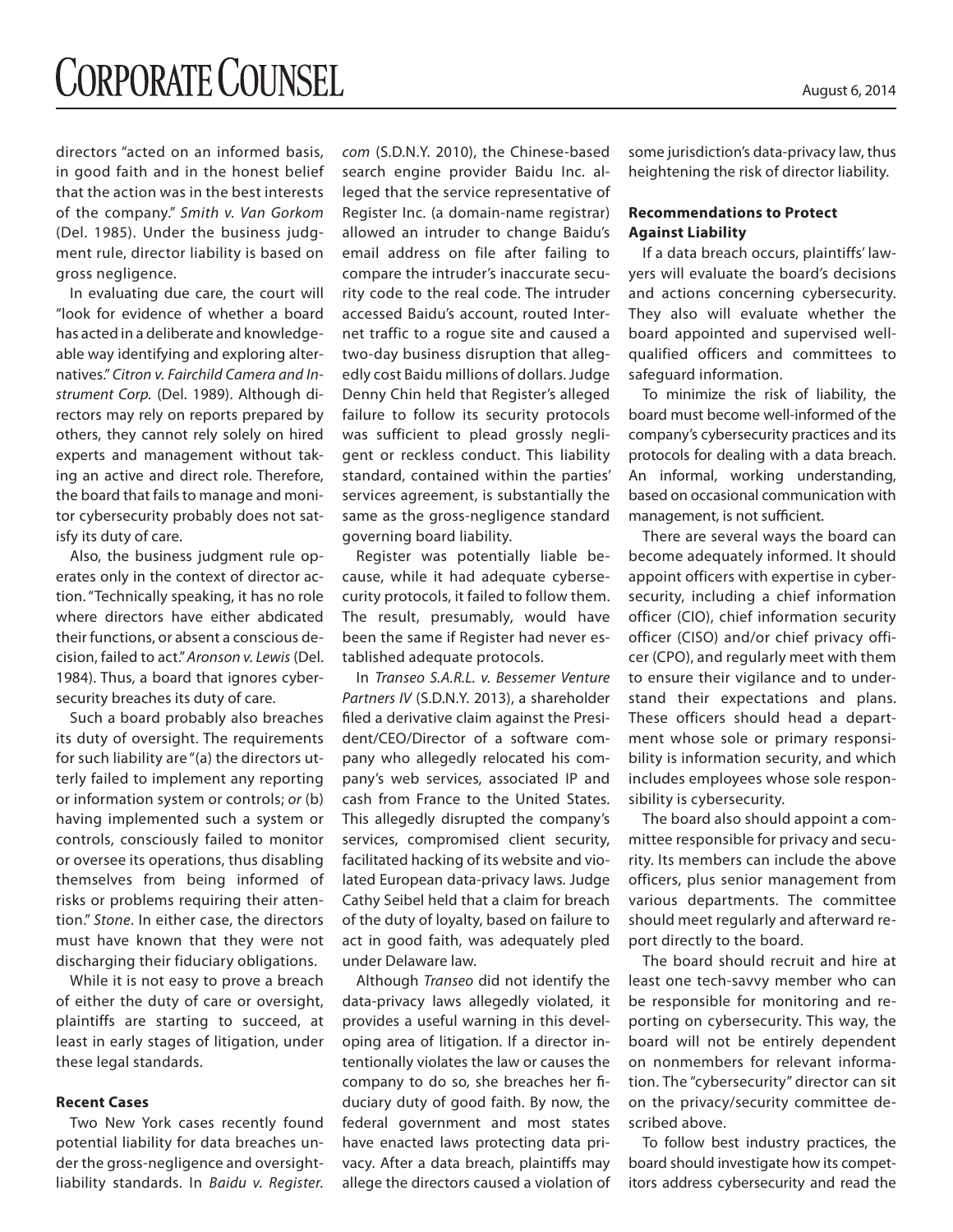directors "acted on an informed basis, in good faith and in the honest belief that the action was in the best interests of the company." *Smith v. Van Gorkom* (Del. 1985). Under the business judgment rule, director liability is based on gross negligence.

In evaluating due care, the court will "look for evidence of whether a board has acted in a deliberate and knowledgeable way identifying and exploring alternatives." *Citron v. Fairchild Camera and Instrument Corp.* (Del. 1989). Although directors may rely on reports prepared by others, they cannot rely solely on hired experts and management without taking an active and direct role. Therefore, the board that fails to manage and monitor cybersecurity probably does not satisfy its duty of care.

Also, the business judgment rule operates only in the context of director action. "Technically speaking, it has no role where directors have either abdicated their functions, or absent a conscious decision, failed to act." *Aronson v. Lewis* (Del. 1984). Thus, a board that ignores cybersecurity breaches its duty of care.

Such a board probably also breaches its duty of oversight. The requirements for such liability are "(a) the directors utterly failed to implement any reporting or information system or controls; *or* (b) having implemented such a system or controls, consciously failed to monitor or oversee its operations, thus disabling themselves from being informed of risks or problems requiring their attention." *Stone*. In either case, the directors must have known that they were not discharging their fiduciary obligations.

While it is not easy to prove a breach of either the duty of care or oversight, plaintiffs are starting to succeed, at least in early stages of litigation, under these legal standards.

**Recent Cases**

Two New York cases recently found potential liability for data breaches under the gross-negligence and oversight-liability standards. In *Baidu v. Register.com* (S.D.N.Y. 2010), the Chinese-based search engine provider Baidu Inc. alleged that the service representative of Register Inc. (a domain-name registrar) allowed an intruder to change Baidu's email address on file after failing to compare the intruder's inaccurate security code to the real code. The intruder accessed Baidu's account, routed Internet traffic to a rogue site and caused a two-day business disruption that allegedly cost Baidu millions of dollars. Judge Denny Chin held that Register's alleged failure to follow its security protocols was sufficient to plead grossly negligent or reckless conduct. This liability standard, contained within the parties' services agreement, is substantially the same as the gross-negligence standard governing board liability.

Register was potentially liable because, while it had adequate cybersecurity protocols, it failed to follow them. The result, presumably, would have been the same if Register had never established adequate protocols.

In *Transeo S.A.R.L. v. Bessemer Venture Partners IV* (S.D.N.Y. 2013), a shareholder filed a derivative claim against the President/CEO/Director of a software company who allegedly relocated his company's web services, associated IP and cash from France to the United States. This allegedly disrupted the company's services, compromised client security, facilitated hacking of its website and violated European data-privacy laws. Judge Cathy Seibel held that a claim for breach of the duty of loyalty, based on failure to act in good faith, was adequately pled under Delaware law.

Although *Transeo* did not identify the data-privacy laws allegedly violated, it provides a useful warning in this developing area of litigation. If a director intentionally violates the law or causes the company to do so, she breaches her fiduciary duty of good faith. By now, the federal government and most states have enacted laws protecting data privacy. After a data breach, plaintiffs may allege the directors caused a violation of some jurisdiction's data-privacy law, thus heightening the risk of director liability.

**Recommendations to Protect Against Liability**

If a data breach occurs, plaintiffs' lawyers will evaluate the board's decisions and actions concerning cybersecurity. They also will evaluate whether the board appointed and supervised well-qualified officers and committees to safeguard information.

To minimize the risk of liability, the board must become well-informed of the company's cybersecurity practices and its protocols for dealing with a data breach. An informal, working understanding, based on occasional communication with management, is not sufficient.

There are several ways the board can become adequately informed. It should appoint officers with expertise in cybersecurity, including a chief information officer (CIO), chief information security officer (CISO) and/or chief privacy officer (CPO), and regularly meet with them to ensure their vigilance and to understand their expectations and plans. These officers should head a department whose sole or primary responsibility is information security, and which includes employees whose sole responsibility is cybersecurity.

The board also should appoint a committee responsible for privacy and security. Its members can include the above officers, plus senior management from various departments. The committee should meet regularly and afterward report directly to the board.

The board should recruit and hire at least one tech-savvy member who can be responsible for monitoring and reporting on cybersecurity. This way, the board will not be entirely dependent on nonmembers for relevant information. The "cybersecurity" director can sit on the privacy/security committee described above.

To follow best industry practices, the board should investigate how its competitors address cybersecurity and read the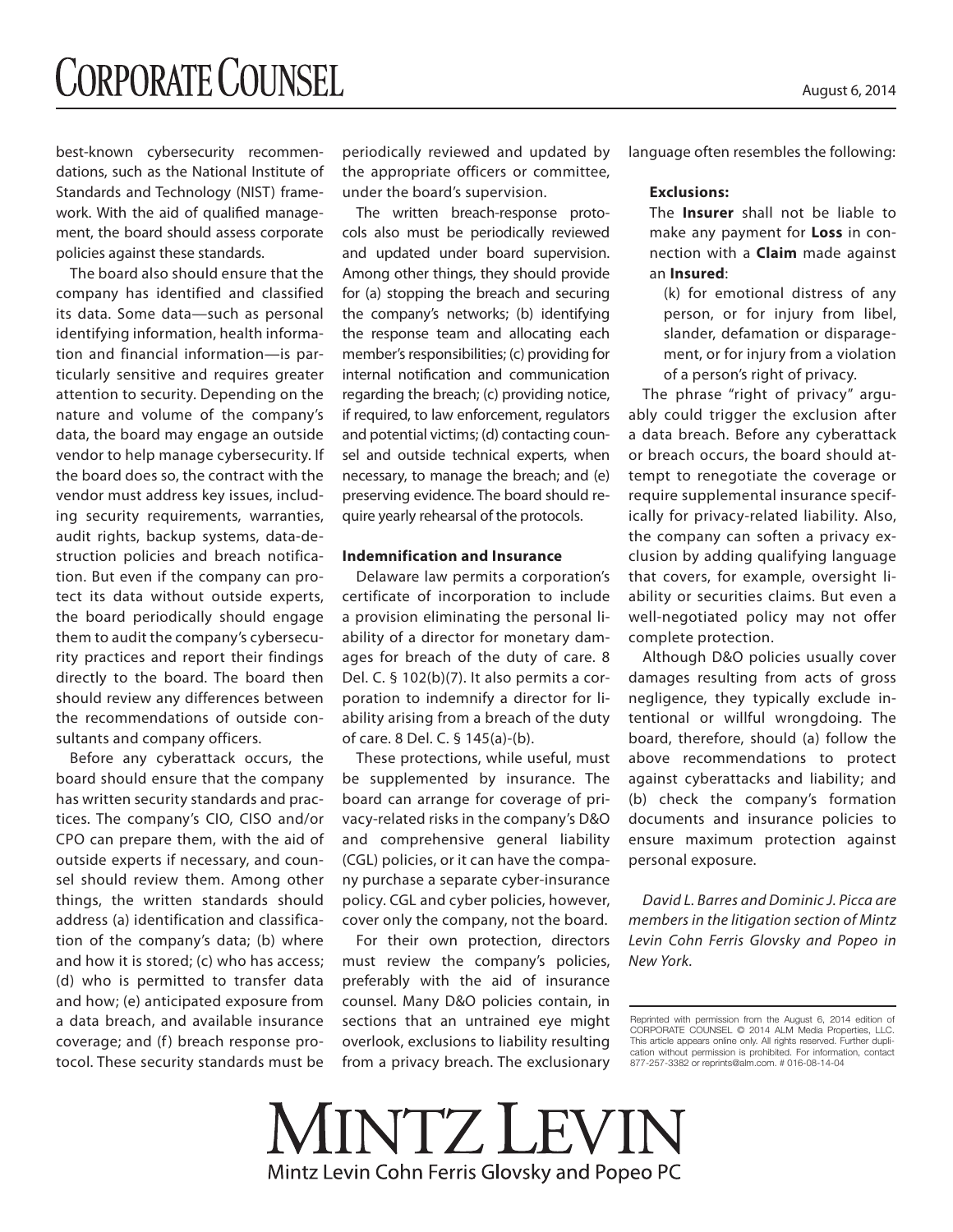best-known cybersecurity recommendations, such as the National Institute of Standards and Technology (NIST) framework. With the aid of qualified management, the board should assess corporate policies against these standards.

The board also should ensure that the company has identified and classified its data. Some data—such as personal identifying information, health information and financial information—is particularly sensitive and requires greater attention to security. Depending on the nature and volume of the company's data, the board may engage an outside vendor to help manage cybersecurity. If the board does so, the contract with the vendor must address key issues, including security requirements, warranties, audit rights, backup systems, data-destruction policies and breach notification. But even if the company can protect its data without outside experts, the board periodically should engage them to audit the company's cybersecurity practices and report their findings directly to the board. The board then should review any differences between the recommendations of outside consultants and company officers.

Before any cyberattack occurs, the board should ensure that the company has written security standards and practices. The company's CIO, CISO and/or CPO can prepare them, with the aid of outside experts if necessary, and counsel should review them. Among other things, the written standards should address (a) identification and classification of the company's data; (b) where and how it is stored; (c) who has access; (d) who is permitted to transfer data and how; (e) anticipated exposure from a data breach, and available insurance coverage; and (f) breach response protocol. These security standards must be periodically reviewed and updated by the appropriate officers or committee, under the board's supervision.

The written breach-response protocols also must be periodically reviewed and updated under board supervision. Among other things, they should provide for (a) stopping the breach and securing the company's networks; (b) identifying the response team and allocating each member's responsibilities; (c) providing for internal notification and communication regarding the breach; (c) providing notice, if required, to law enforcement, regulators and potential victims; (d) contacting counsel and outside technical experts, when necessary, to manage the breach; and (e) preserving evidence. The board should require yearly rehearsal of the protocols.

### Indemnification and Insurance

Delaware law permits a corporation's certificate of incorporation to include a provision eliminating the personal liability of a director for monetary damages for breach of the duty of care. 8 Del. C. § 102(b)(7). It also permits a corporation to indemnify a director for liability arising from a breach of the duty of care. 8 Del. C. § 145(a)-(b).

These protections, while useful, must be supplemented by insurance. The board can arrange for coverage of privacy-related risks in the company's D&O and comprehensive general liability (CGL) policies, or it can have the company purchase a separate cyber-insurance policy. CGL and cyber policies, however, cover only the company, not the board.

For their own protection, directors must review the company's policies, preferably with the aid of insurance counsel. Many D&O policies contain, in sections that an untrained eye might overlook, exclusions to liability resulting from a privacy breach. The exclusionary language often resembles the following:

> **Exclusions:**
>
> The **Insurer** shall not be liable to make any payment for **Loss** in connection with a **Claim** made against an **Insured**:
>
> (k) for emotional distress of any person, or for injury from libel, slander, defamation or disparagement, or for injury from a violation of a person's right of privacy.

The phrase "right of privacy" arguably could trigger the exclusion after a data breach. Before any cyberattack or breach occurs, the board should attempt to renegotiate the coverage or require supplemental insurance specifically for privacy-related liability. Also, the company can soften a privacy exclusion by adding qualifying language that covers, for example, oversight liability or securities claims. But even a well-negotiated policy may not offer complete protection.

Although D&O policies usually cover damages resulting from acts of gross negligence, they typically exclude intentional or willful wrongdoing. The board, therefore, should (a) follow the above recommendations to protect against cyberattacks and liability; and (b) check the company's formation documents and insurance policies to ensure maximum protection against personal exposure.

*David L. Barres and Dominic J. Picca are members in the litigation section of Mintz Levin Cohn Ferris Glovsky and Popeo in New York.*

Reprinted with permission from the August 6, 2014 edition of CORPORATE COUNSEL © 2014 ALM Media Properties, LLC. This article appears online only. All rights reserved. Further duplication without permission is prohibited. For information, contact 877-257-3382 or reprints@alm.com. # 016-08-14-04

MINTZ LEVIN

Mintz Levin Cohn Ferris Glovsky and Popeo PC